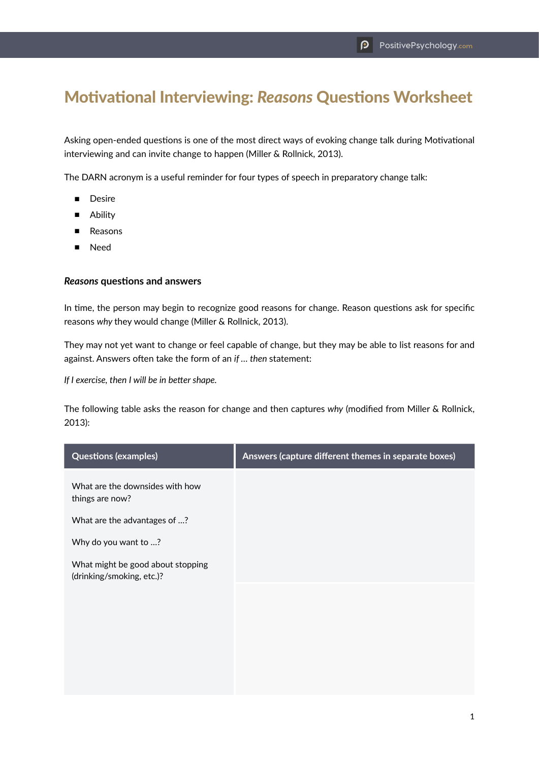# Motivational Interviewing: *Reasons* Questions Worksheet

Asking open-ended questions is one of the most direct ways of evoking change talk during Motivational interviewing and can invite change to happen (Miller & Rollnick, 2013).

The DARN acronym is a useful reminder for four types of speech in preparatory change talk:

- Desire
- Ability
- Reasons
- Need

### *Reasons* questions and answers

In time, the person may begin to recognize good reasons for change. Reason questions ask for specific reasons *why* they would change (Miller & Rollnick, 2013).

They may not yet want to change or feel capable of change, but they may be able to list reasons for and against. Answers often take the form of an *if … then* statement:

*If I exercise, then I will be in better shape.*

The following table asks the reason for change and then captures *why* (modified from Miller & Rollnick, 2013):

| Questions (examples) | Answers (capture different themes in separate boxes) |
|---|---|
| What are the downsides with how things are now?<br><br>What are the advantages of …?<br><br>Why do you want to …?<br><br>What might be good about stopping (drinking/smoking, etc.)? | |
| | |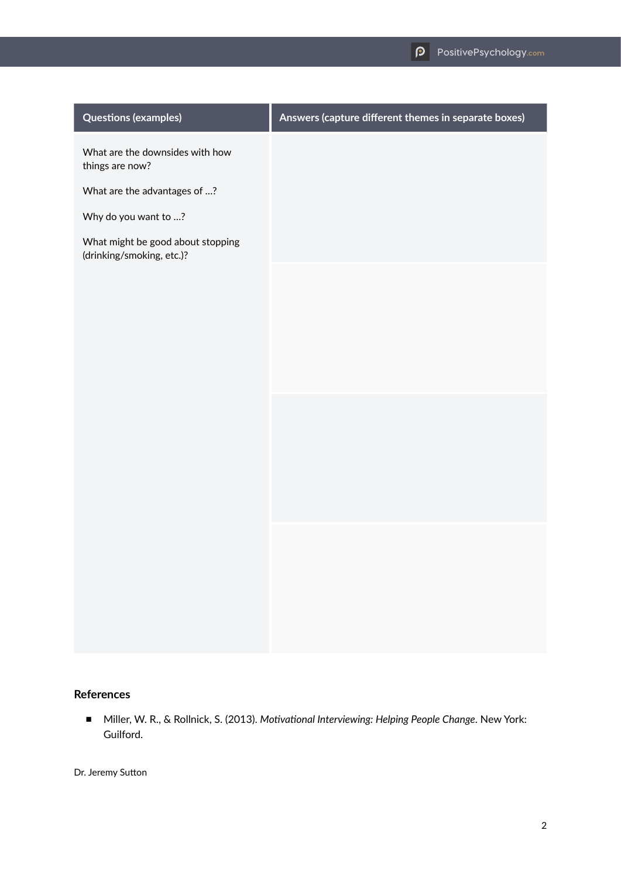| Questions (examples) | Answers (capture different themes in separate boxes) |
|---|---|
| What are the downsides with how things are now?<br><br>What are the advantages of …?<br><br>Why do you want to …?<br><br>What might be good about stopping (drinking/smoking, etc.)? | |
| | |
| | |
| | |

## References

- Miller, W. R., & Rollnick, S. (2013). *Motivational Interviewing: Helping People Change*. New York: Guilford.

Dr. Jeremy Sutton